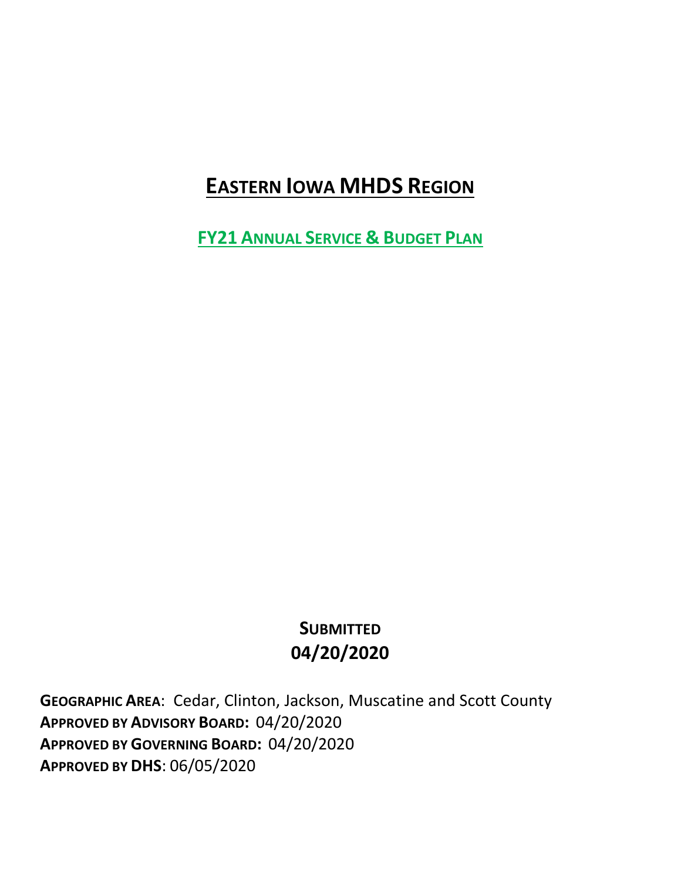# EASTERN IOWA MHDS REGION

## FY21 ANNUAL SERVICE & BUDGET PLAN

**SUBMITTED**

**04/20/2020**

**GEOGRAPHIC AREA**: Cedar, Clinton, Jackson, Muscatine and Scott County
**APPROVED BY ADVISORY BOARD:** 04/20/2020
**APPROVED BY GOVERNING BOARD:** 04/20/2020
**APPROVED BY DHS**: 06/05/2020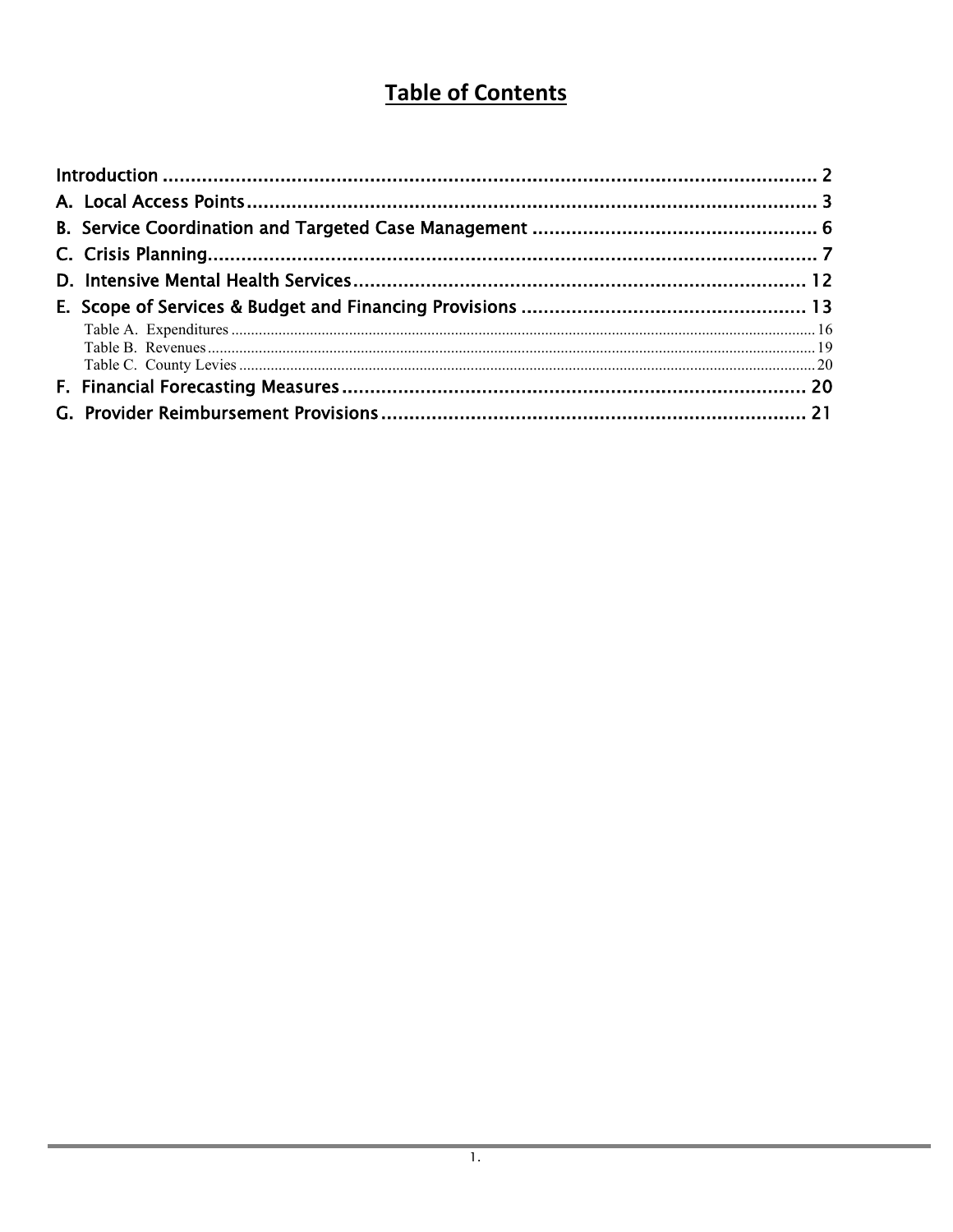# Table of Contents

Introduction ........................................................................................................ 2

A. Local Access Points ........................................................................................ 3

B. Service Coordination and Targeted Case Management .................................................. 6

C. Crisis Planning ............................................................................................... 7

D. Intensive Mental Health Services ........................................................................ 12

E. Scope of Services & Budget and Financing Provisions ................................................ 13

- Table A. Expenditures ........................................................................................ 16
- Table B. Revenues ............................................................................................. 19
- Table C. County Levies ....................................................................................... 20

F. Financial Forecasting Measures ......................................................................... 20

G. Provider Reimbursement Provisions ..................................................................... 21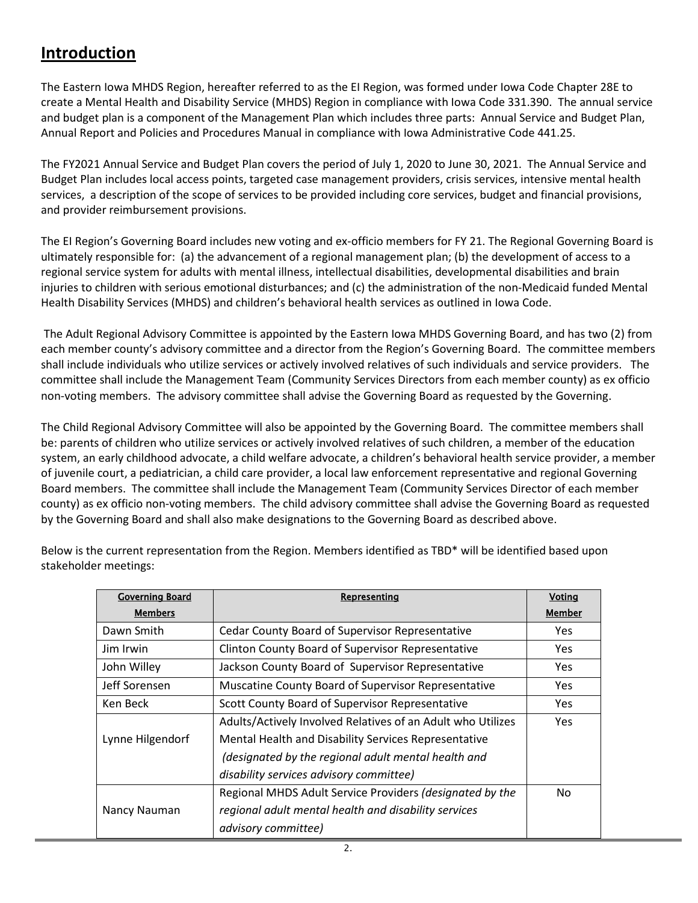## Introduction

The Eastern Iowa MHDS Region, hereafter referred to as the EI Region, was formed under Iowa Code Chapter 28E to create a Mental Health and Disability Service (MHDS) Region in compliance with Iowa Code 331.390. The annual service and budget plan is a component of the Management Plan which includes three parts: Annual Service and Budget Plan, Annual Report and Policies and Procedures Manual in compliance with Iowa Administrative Code 441.25.

The FY2021 Annual Service and Budget Plan covers the period of July 1, 2020 to June 30, 2021. The Annual Service and Budget Plan includes local access points, targeted case management providers, crisis services, intensive mental health services, a description of the scope of services to be provided including core services, budget and financial provisions, and provider reimbursement provisions.

The EI Region's Governing Board includes new voting and ex-officio members for FY 21. The Regional Governing Board is ultimately responsible for: (a) the advancement of a regional management plan; (b) the development of access to a regional service system for adults with mental illness, intellectual disabilities, developmental disabilities and brain injuries to children with serious emotional disturbances; and (c) the administration of the non-Medicaid funded Mental Health Disability Services (MHDS) and children's behavioral health services as outlined in Iowa Code.

The Adult Regional Advisory Committee is appointed by the Eastern Iowa MHDS Governing Board, and has two (2) from each member county's advisory committee and a director from the Region's Governing Board. The committee members shall include individuals who utilize services or actively involved relatives of such individuals and service providers. The committee shall include the Management Team (Community Services Directors from each member county) as ex officio non-voting members. The advisory committee shall advise the Governing Board as requested by the Governing.

The Child Regional Advisory Committee will also be appointed by the Governing Board. The committee members shall be: parents of children who utilize services or actively involved relatives of such children, a member of the education system, an early childhood advocate, a child welfare advocate, a children's behavioral health service provider, a member of juvenile court, a pediatrician, a child care provider, a local law enforcement representative and regional Governing Board members. The committee shall include the Management Team (Community Services Director of each member county) as ex officio non-voting members. The child advisory committee shall advise the Governing Board as requested by the Governing Board and shall also make designations to the Governing Board as described above.

Below is the current representation from the Region. Members identified as TBD* will be identified based upon stakeholder meetings:

| Governing Board Members | Representing | Voting Member |
|---|---|---|
| Dawn Smith | Cedar County Board of Supervisor Representative | Yes |
| Jim Irwin | Clinton County Board of Supervisor Representative | Yes |
| John Willey | Jackson County Board of Supervisor Representative | Yes |
| Jeff Sorensen | Muscatine County Board of Supervisor Representative | Yes |
| Ken Beck | Scott County Board of Supervisor Representative | Yes |
| Lynne Hilgendorf | Adults/Actively Involved Relatives of an Adult who Utilizes Mental Health and Disability Services Representative *(designated by the regional adult mental health and disability services advisory committee)* | Yes |
| Nancy Nauman | Regional MHDS Adult Service Providers *(designated by the regional adult mental health and disability services advisory committee)* | No |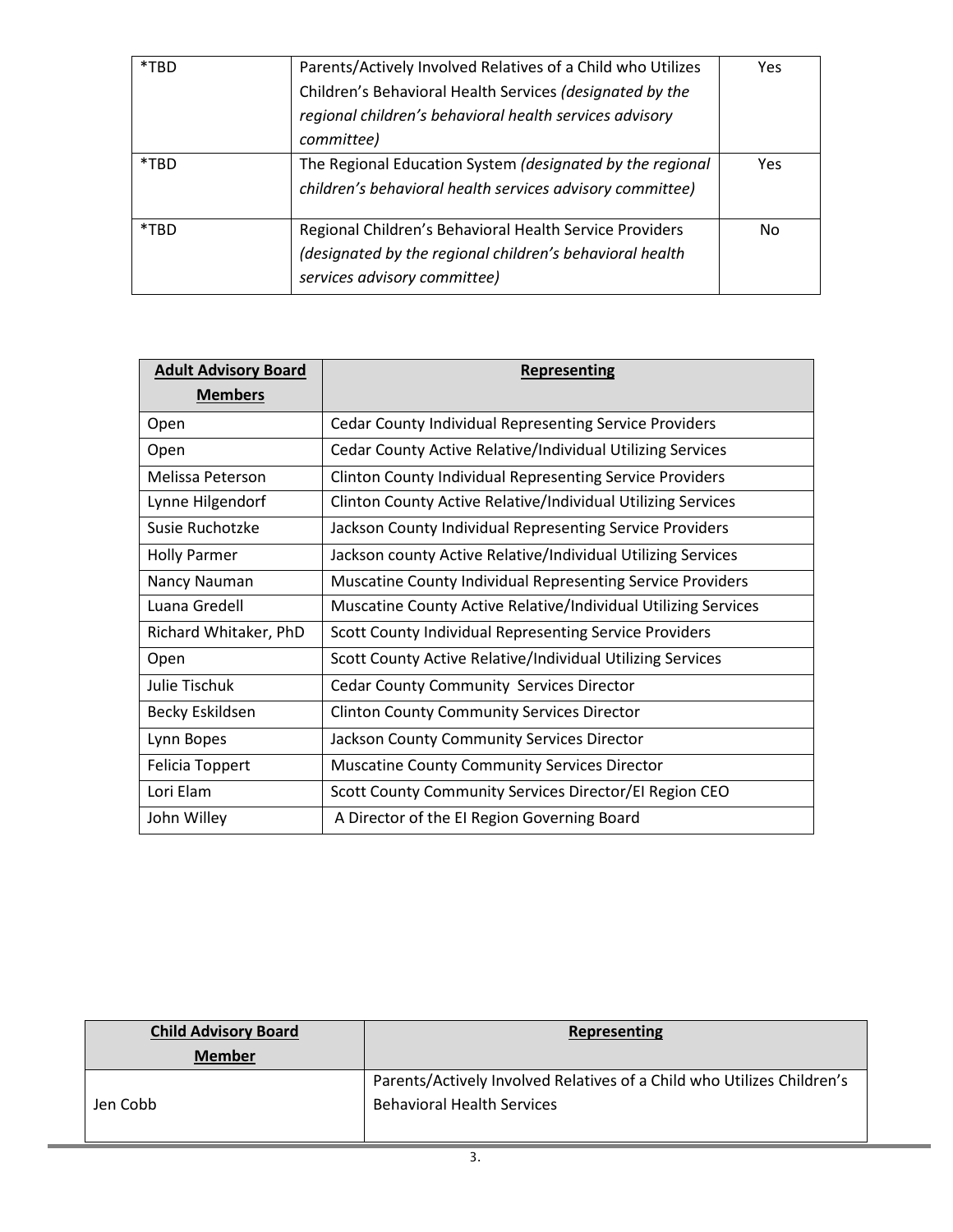| | | |
|---|---|---|
| *TBD | Parents/Actively Involved Relatives of a Child who Utilizes Children's Behavioral Health Services *(designated by the regional children's behavioral health services advisory committee)* | Yes |
| *TBD | The Regional Education System *(designated by the regional children's behavioral health services advisory committee)* | Yes |
| *TBD | Regional Children's Behavioral Health Service Providers *(designated by the regional children's behavioral health services advisory committee)* | No |

| **Adult Advisory Board Members** | **Representing** |
|---|---|
| Open | Cedar County Individual Representing Service Providers |
| Open | Cedar County Active Relative/Individual Utilizing Services |
| Melissa Peterson | Clinton County Individual Representing Service Providers |
| Lynne Hilgendorf | Clinton County Active Relative/Individual Utilizing Services |
| Susie Ruchotzke | Jackson County Individual Representing Service Providers |
| Holly Parmer | Jackson county Active Relative/Individual Utilizing Services |
| Nancy Nauman | Muscatine County Individual Representing Service Providers |
| Luana Gredell | Muscatine County Active Relative/Individual Utilizing Services |
| Richard Whitaker, PhD | Scott County Individual Representing Service Providers |
| Open | Scott County Active Relative/Individual Utilizing Services |
| Julie Tischuk | Cedar County Community Services Director |
| Becky Eskildsen | Clinton County Community Services Director |
| Lynn Bopes | Jackson County Community Services Director |
| Felicia Toppert | Muscatine County Community Services Director |
| Lori Elam | Scott County Community Services Director/EI Region CEO |
| John Willey | A Director of the EI Region Governing Board |

| **Child Advisory Board Member** | **Representing** |
|---|---|
| Jen Cobb | Parents/Actively Involved Relatives of a Child who Utilizes Children's Behavioral Health Services |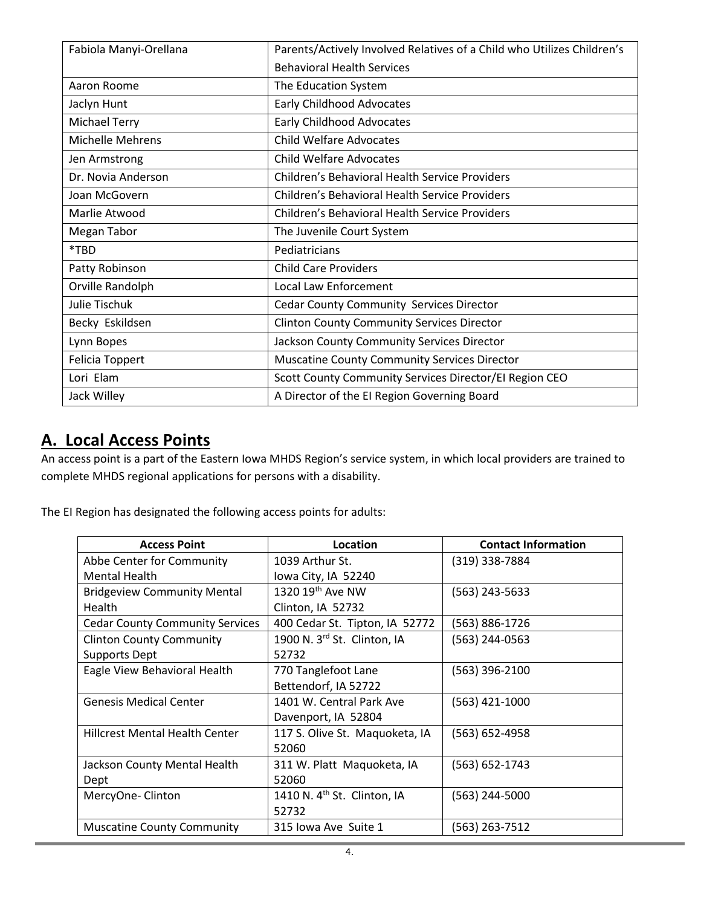| | |
|---|---|
| Fabiola Manyi-Orellana | Parents/Actively Involved Relatives of a Child who Utilizes Children's Behavioral Health Services |
| Aaron Roome | The Education System |
| Jaclyn Hunt | Early Childhood Advocates |
| Michael Terry | Early Childhood Advocates |
| Michelle Mehrens | Child Welfare Advocates |
| Jen Armstrong | Child Welfare Advocates |
| Dr. Novia Anderson | Children's Behavioral Health Service Providers |
| Joan McGovern | Children's Behavioral Health Service Providers |
| Marlie Atwood | Children's Behavioral Health Service Providers |
| Megan Tabor | The Juvenile Court System |
| *TBD | Pediatricians |
| Patty Robinson | Child Care Providers |
| Orville Randolph | Local Law Enforcement |
| Julie Tischuk | Cedar County Community Services Director |
| Becky Eskildsen | Clinton County Community Services Director |
| Lynn Bopes | Jackson County Community Services Director |
| Felicia Toppert | Muscatine County Community Services Director |
| Lori Elam | Scott County Community Services Director/EI Region CEO |
| Jack Willey | A Director of the EI Region Governing Board |

## A. Local Access Points

An access point is a part of the Eastern Iowa MHDS Region's service system, in which local providers are trained to complete MHDS regional applications for persons with a disability.

The EI Region has designated the following access points for adults:

| Access Point | Location | Contact Information |
|---|---|---|
| Abbe Center for Community Mental Health | 1039 Arthur St. Iowa City, IA 52240 | (319) 338-7884 |
| Bridgeview Community Mental Health | 1320 19th Ave NW Clinton, IA 52732 | (563) 243-5633 |
| Cedar County Community Services | 400 Cedar St. Tipton, IA 52772 | (563) 886-1726 |
| Clinton County Community Supports Dept | 1900 N. 3rd St. Clinton, IA 52732 | (563) 244-0563 |
| Eagle View Behavioral Health | 770 Tanglefoot Lane Bettendorf, IA 52722 | (563) 396-2100 |
| Genesis Medical Center | 1401 W. Central Park Ave Davenport, IA 52804 | (563) 421-1000 |
| Hillcrest Mental Health Center | 117 S. Olive St. Maquoketa, IA 52060 | (563) 652-4958 |
| Jackson County Mental Health Dept | 311 W. Platt Maquoketa, IA 52060 | (563) 652-1743 |
| MercyOne- Clinton | 1410 N. 4th St. Clinton, IA 52732 | (563) 244-5000 |
| Muscatine County Community | 315 Iowa Ave Suite 1 | (563) 263-7512 |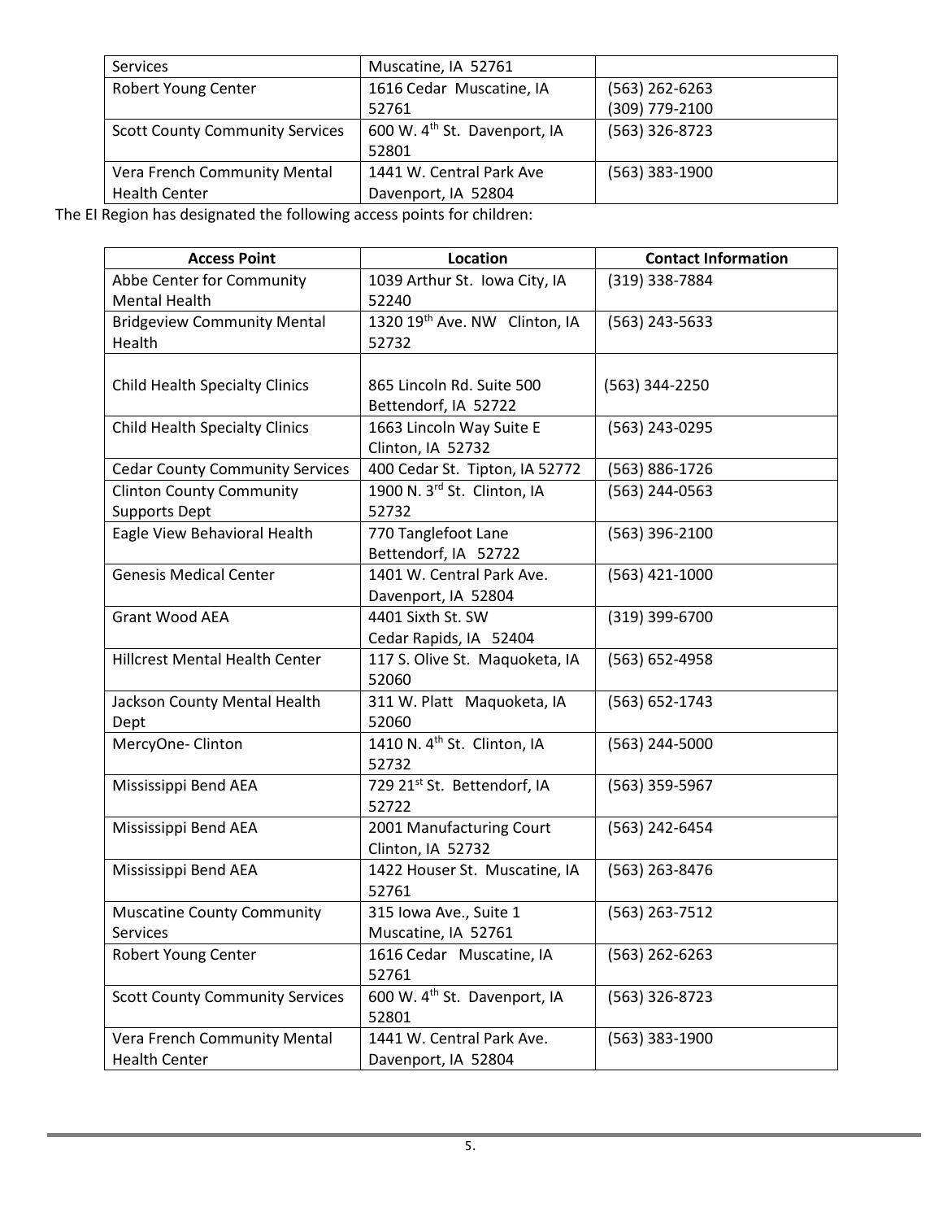| Services | Muscatine, IA 52761 | |
|---|---|---|
| Robert Young Center | 1616 Cedar Muscatine, IA 52761 | (563) 262-6263<br>(309) 779-2100 |
| Scott County Community Services | 600 W. 4th St. Davenport, IA 52801 | (563) 326-8723 |
| Vera French Community Mental Health Center | 1441 W. Central Park Ave Davenport, IA 52804 | (563) 383-1900 |

The EI Region has designated the following access points for children:

| Access Point | Location | Contact Information |
|---|---|---|
| Abbe Center for Community Mental Health | 1039 Arthur St. Iowa City, IA 52240 | (319) 338-7884 |
| Bridgeview Community Mental Health | 1320 19th Ave. NW Clinton, IA 52732 | (563) 243-5633 |
| Child Health Specialty Clinics | 865 Lincoln Rd. Suite 500 Bettendorf, IA 52722 | (563) 344-2250 |
| Child Health Specialty Clinics | 1663 Lincoln Way Suite E Clinton, IA 52732 | (563) 243-0295 |
| Cedar County Community Services | 400 Cedar St. Tipton, IA 52772 | (563) 886-1726 |
| Clinton County Community Supports Dept | 1900 N. 3rd St. Clinton, IA 52732 | (563) 244-0563 |
| Eagle View Behavioral Health | 770 Tanglefoot Lane Bettendorf, IA 52722 | (563) 396-2100 |
| Genesis Medical Center | 1401 W. Central Park Ave. Davenport, IA 52804 | (563) 421-1000 |
| Grant Wood AEA | 4401 Sixth St. SW Cedar Rapids, IA 52404 | (319) 399-6700 |
| Hillcrest Mental Health Center | 117 S. Olive St. Maquoketa, IA 52060 | (563) 652-4958 |
| Jackson County Mental Health Dept | 311 W. Platt Maquoketa, IA 52060 | (563) 652-1743 |
| MercyOne- Clinton | 1410 N. 4th St. Clinton, IA 52732 | (563) 244-5000 |
| Mississippi Bend AEA | 729 21st St. Bettendorf, IA 52722 | (563) 359-5967 |
| Mississippi Bend AEA | 2001 Manufacturing Court Clinton, IA 52732 | (563) 242-6454 |
| Mississippi Bend AEA | 1422 Houser St. Muscatine, IA 52761 | (563) 263-8476 |
| Muscatine County Community Services | 315 Iowa Ave., Suite 1 Muscatine, IA 52761 | (563) 263-7512 |
| Robert Young Center | 1616 Cedar Muscatine, IA 52761 | (563) 262-6263 |
| Scott County Community Services | 600 W. 4th St. Davenport, IA 52801 | (563) 326-8723 |
| Vera French Community Mental Health Center | 1441 W. Central Park Ave. Davenport, IA 52804 | (563) 383-1900 |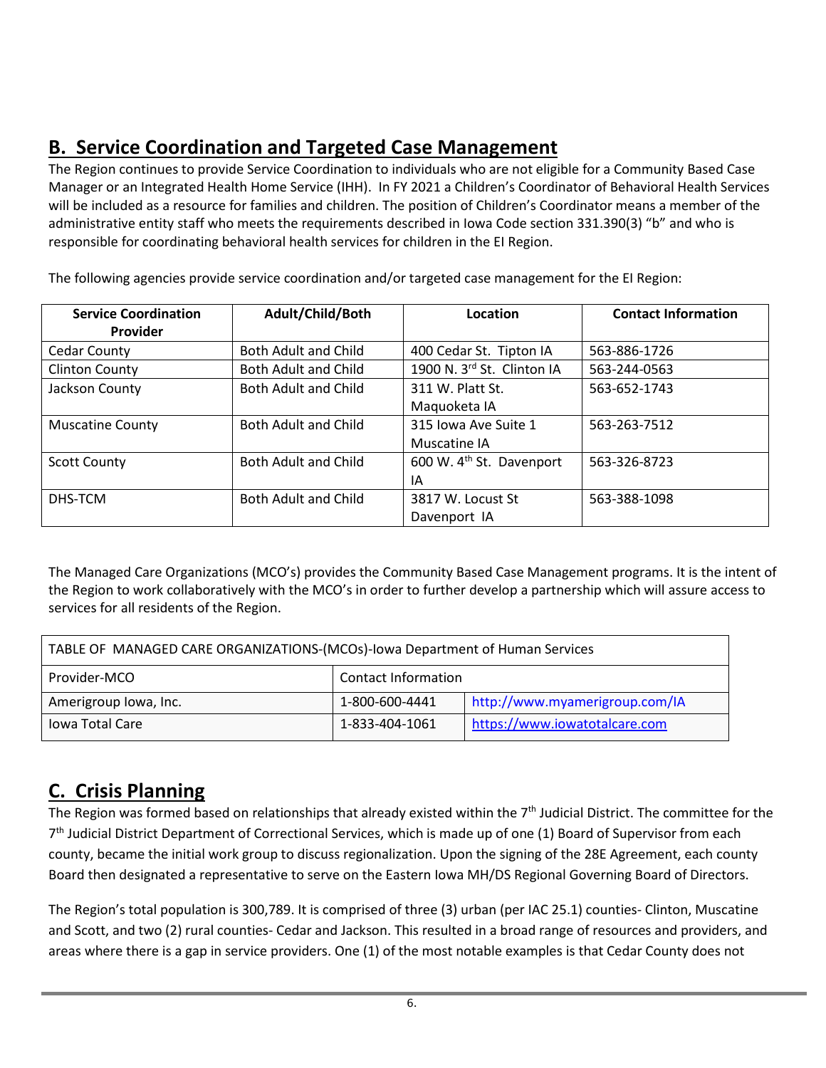## B. Service Coordination and Targeted Case Management

The Region continues to provide Service Coordination to individuals who are not eligible for a Community Based Case Manager or an Integrated Health Home Service (IHH). In FY 2021 a Children's Coordinator of Behavioral Health Services will be included as a resource for families and children. The position of Children's Coordinator means a member of the administrative entity staff who meets the requirements described in Iowa Code section 331.390(3) "b" and who is responsible for coordinating behavioral health services for children in the EI Region.

The following agencies provide service coordination and/or targeted case management for the EI Region:

| Service Coordination Provider | Adult/Child/Both | Location | Contact Information |
|---|---|---|---|
| Cedar County | Both Adult and Child | 400 Cedar St. Tipton IA | 563-886-1726 |
| Clinton County | Both Adult and Child | 1900 N. 3rd St. Clinton IA | 563-244-0563 |
| Jackson County | Both Adult and Child | 311 W. Platt St. Maquoketa IA | 563-652-1743 |
| Muscatine County | Both Adult and Child | 315 Iowa Ave Suite 1 Muscatine IA | 563-263-7512 |
| Scott County | Both Adult and Child | 600 W. 4th St. Davenport IA | 563-326-8723 |
| DHS-TCM | Both Adult and Child | 3817 W. Locust St Davenport IA | 563-388-1098 |

The Managed Care Organizations (MCO's) provides the Community Based Case Management programs. It is the intent of the Region to work collaboratively with the MCO's in order to further develop a partnership which will assure access to services for all residents of the Region.

| TABLE OF MANAGED CARE ORGANIZATIONS-(MCOs)-Iowa Department of Human Services | | |
|---|---|---|
| Provider-MCO | Contact Information | |
| Amerigroup Iowa, Inc. | 1-800-600-4441 | http://www.myamerigroup.com/IA |
| Iowa Total Care | 1-833-404-1061 | https://www.iowatotalcare.com |

## C. Crisis Planning

The Region was formed based on relationships that already existed within the 7th Judicial District. The committee for the 7th Judicial District Department of Correctional Services, which is made up of one (1) Board of Supervisor from each county, became the initial work group to discuss regionalization. Upon the signing of the 28E Agreement, each county Board then designated a representative to serve on the Eastern Iowa MH/DS Regional Governing Board of Directors.

The Region's total population is 300,789. It is comprised of three (3) urban (per IAC 25.1) counties- Clinton, Muscatine and Scott, and two (2) rural counties- Cedar and Jackson. This resulted in a broad range of resources and providers, and areas where there is a gap in service providers. One (1) of the most notable examples is that Cedar County does not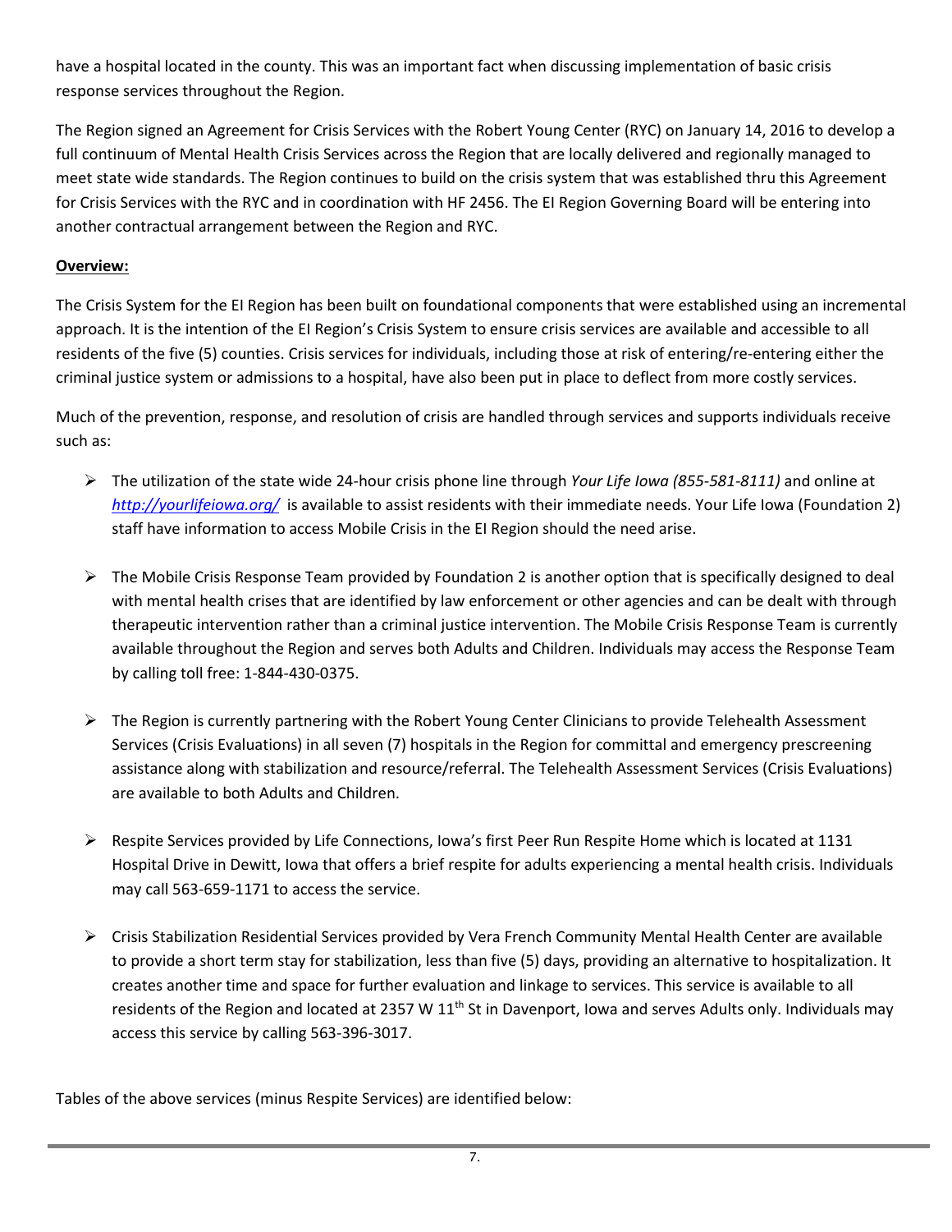have a hospital located in the county. This was an important fact when discussing implementation of basic crisis response services throughout the Region.

The Region signed an Agreement for Crisis Services with the Robert Young Center (RYC) on January 14, 2016 to develop a full continuum of Mental Health Crisis Services across the Region that are locally delivered and regionally managed to meet state wide standards. The Region continues to build on the crisis system that was established thru this Agreement for Crisis Services with the RYC and in coordination with HF 2456. The EI Region Governing Board will be entering into another contractual arrangement between the Region and RYC.

**Overview:**

The Crisis System for the EI Region has been built on foundational components that were established using an incremental approach. It is the intention of the EI Region's Crisis System to ensure crisis services are available and accessible to all residents of the five (5) counties. Crisis services for individuals, including those at risk of entering/re-entering either the criminal justice system or admissions to a hospital, have also been put in place to deflect from more costly services.

Much of the prevention, response, and resolution of crisis are handled through services and supports individuals receive such as:

- The utilization of the state wide 24-hour crisis phone line through *Your Life Iowa (855-581-8111)* and online at *http://yourlifeiowa.org/* is available to assist residents with their immediate needs. Your Life Iowa (Foundation 2) staff have information to access Mobile Crisis in the EI Region should the need arise.

- The Mobile Crisis Response Team provided by Foundation 2 is another option that is specifically designed to deal with mental health crises that are identified by law enforcement or other agencies and can be dealt with through therapeutic intervention rather than a criminal justice intervention. The Mobile Crisis Response Team is currently available throughout the Region and serves both Adults and Children. Individuals may access the Response Team by calling toll free: 1-844-430-0375.

- The Region is currently partnering with the Robert Young Center Clinicians to provide Telehealth Assessment Services (Crisis Evaluations) in all seven (7) hospitals in the Region for committal and emergency prescreening assistance along with stabilization and resource/referral. The Telehealth Assessment Services (Crisis Evaluations) are available to both Adults and Children.

- Respite Services provided by Life Connections, Iowa's first Peer Run Respite Home which is located at 1131 Hospital Drive in Dewitt, Iowa that offers a brief respite for adults experiencing a mental health crisis. Individuals may call 563-659-1171 to access the service.

- Crisis Stabilization Residential Services provided by Vera French Community Mental Health Center are available to provide a short term stay for stabilization, less than five (5) days, providing an alternative to hospitalization. It creates another time and space for further evaluation and linkage to services. This service is available to all residents of the Region and located at 2357 W 11th St in Davenport, Iowa and serves Adults only. Individuals may access this service by calling 563-396-3017.

Tables of the above services (minus Respite Services) are identified below: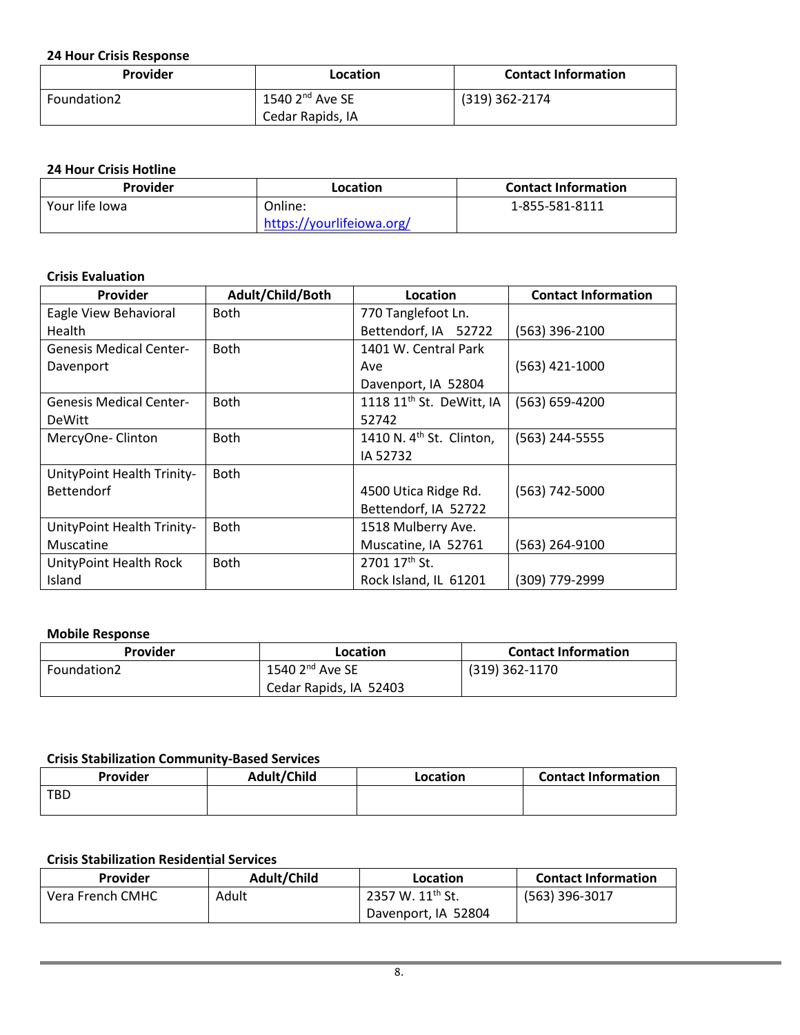**24 Hour Crisis Response**

| Provider | Location | Contact Information |
|---|---|---|
| Foundation2 | 1540 2nd Ave SE Cedar Rapids, IA | (319) 362-2174 |

**24 Hour Crisis Hotline**

| Provider | Location | Contact Information |
|---|---|---|
| Your life Iowa | Online: https://yourlifeiowa.org/ | 1-855-581-8111 |

**Crisis Evaluation**

| Provider | Adult/Child/Both | Location | Contact Information |
|---|---|---|---|
| Eagle View Behavioral Health | Both | 770 Tanglefoot Ln. Bettendorf, IA 52722 | (563) 396-2100 |
| Genesis Medical Center-Davenport | Both | 1401 W. Central Park Ave Davenport, IA 52804 | (563) 421-1000 |
| Genesis Medical Center-DeWitt | Both | 1118 11th St. DeWitt, IA 52742 | (563) 659-4200 |
| MercyOne- Clinton | Both | 1410 N. 4th St. Clinton, IA 52732 | (563) 244-5555 |
| UnityPoint Health Trinity-Bettendorf | Both | 4500 Utica Ridge Rd. Bettendorf, IA 52722 | (563) 742-5000 |
| UnityPoint Health Trinity-Muscatine | Both | 1518 Mulberry Ave. Muscatine, IA 52761 | (563) 264-9100 |
| UnityPoint Health Rock Island | Both | 2701 17th St. Rock Island, IL 61201 | (309) 779-2999 |

**Mobile Response**

| Provider | Location | Contact Information |
|---|---|---|
| Foundation2 | 1540 2nd Ave SE Cedar Rapids, IA 52403 | (319) 362-1170 |

**Crisis Stabilization Community-Based Services**

| Provider | Adult/Child | Location | Contact Information |
|---|---|---|---|
| TBD | | | |

**Crisis Stabilization Residential Services**

| Provider | Adult/Child | Location | Contact Information |
|---|---|---|---|
| Vera French CMHC | Adult | 2357 W. 11th St. Davenport, IA 52804 | (563) 396-3017 |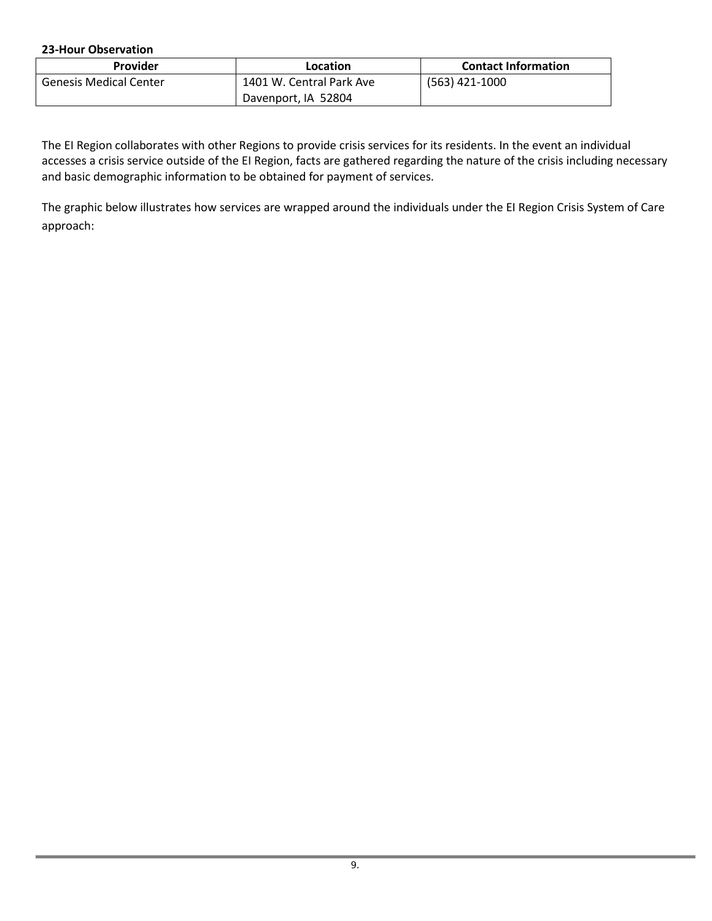**23-Hour Observation**

| Provider | Location | Contact Information |
|---|---|---|
| Genesis Medical Center | 1401 W. Central Park Ave<br>Davenport, IA 52804 | (563) 421-1000 |

The EI Region collaborates with other Regions to provide crisis services for its residents. In the event an individual accesses a crisis service outside of the EI Region, facts are gathered regarding the nature of the crisis including necessary and basic demographic information to be obtained for payment of services.

The graphic below illustrates how services are wrapped around the individuals under the EI Region Crisis System of Care approach: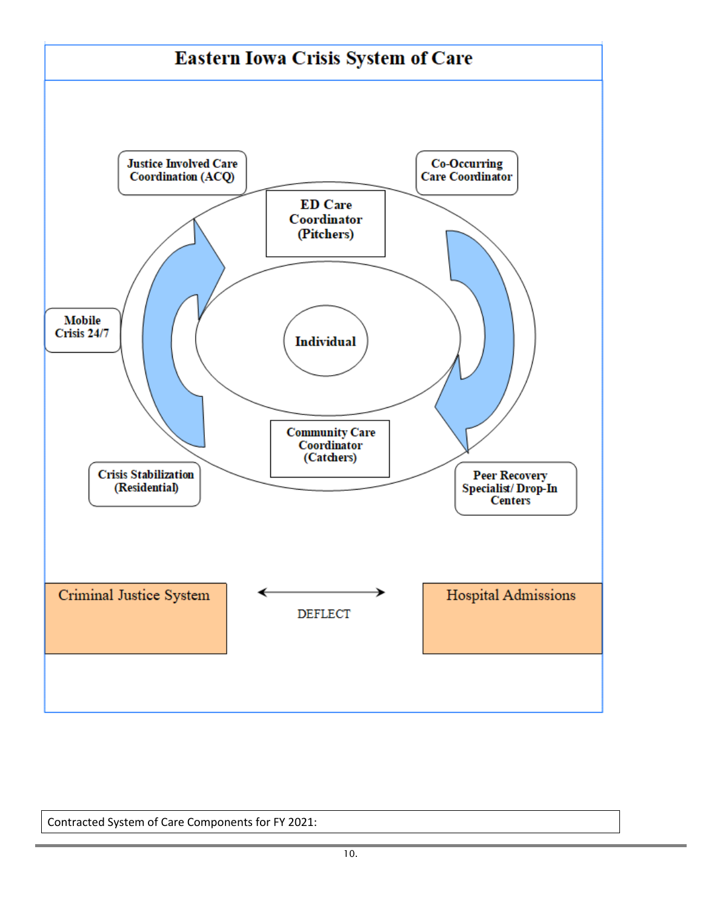## Eastern Iowa Crisis System of Care

Justice Involved Care Coordination (ACQ)

Co-Occurring Care Coordinator

ED Care Coordinator (Pitchers)

Mobile Crisis 24/7

Individual

Community Care Coordinator (Catchers)

Crisis Stabilization (Residential)

Peer Recovery Specialist/ Drop-In Centers

Criminal Justice System

DEFLECT

Hospital Admissions

| Contracted System of Care Components for FY 2021: |
|---|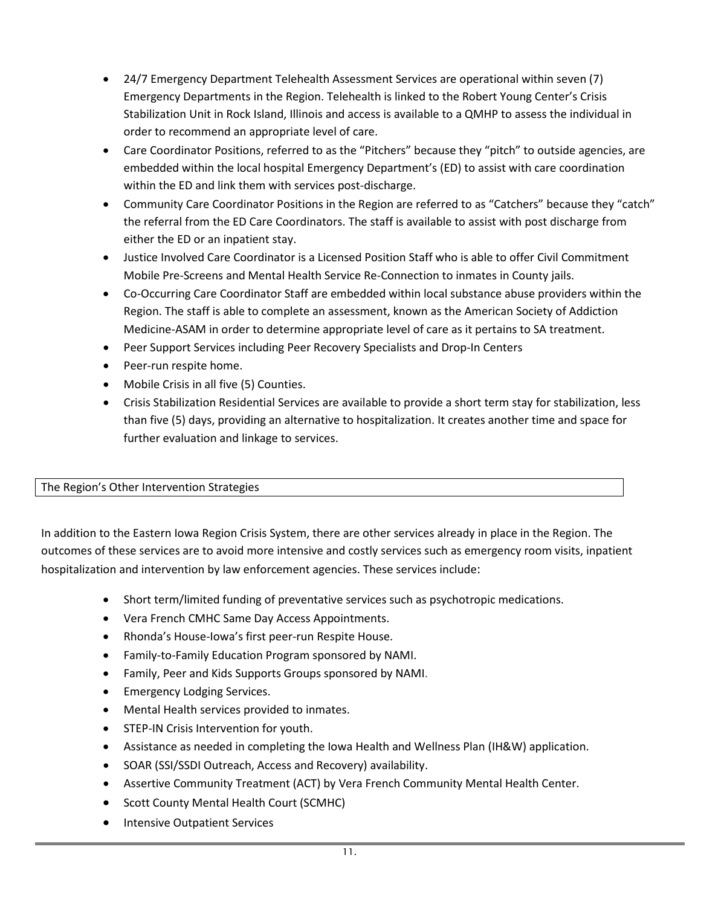- 24/7 Emergency Department Telehealth Assessment Services are operational within seven (7) Emergency Departments in the Region. Telehealth is linked to the Robert Young Center's Crisis Stabilization Unit in Rock Island, Illinois and access is available to a QMHP to assess the individual in order to recommend an appropriate level of care.
- Care Coordinator Positions, referred to as the "Pitchers" because they "pitch" to outside agencies, are embedded within the local hospital Emergency Department's (ED) to assist with care coordination within the ED and link them with services post-discharge.
- Community Care Coordinator Positions in the Region are referred to as "Catchers" because they "catch" the referral from the ED Care Coordinators. The staff is available to assist with post discharge from either the ED or an inpatient stay.
- Justice Involved Care Coordinator is a Licensed Position Staff who is able to offer Civil Commitment Mobile Pre-Screens and Mental Health Service Re-Connection to inmates in County jails.
- Co-Occurring Care Coordinator Staff are embedded within local substance abuse providers within the Region. The staff is able to complete an assessment, known as the American Society of Addiction Medicine-ASAM in order to determine appropriate level of care as it pertains to SA treatment.
- Peer Support Services including Peer Recovery Specialists and Drop-In Centers
- Peer-run respite home.
- Mobile Crisis in all five (5) Counties.
- Crisis Stabilization Residential Services are available to provide a short term stay for stabilization, less than five (5) days, providing an alternative to hospitalization. It creates another time and space for further evaluation and linkage to services.

## The Region's Other Intervention Strategies

In addition to the Eastern Iowa Region Crisis System, there are other services already in place in the Region. The outcomes of these services are to avoid more intensive and costly services such as emergency room visits, inpatient hospitalization and intervention by law enforcement agencies. These services include:

- Short term/limited funding of preventative services such as psychotropic medications.
- Vera French CMHC Same Day Access Appointments.
- Rhonda's House-Iowa's first peer-run Respite House.
- Family-to-Family Education Program sponsored by NAMI.
- Family, Peer and Kids Supports Groups sponsored by NAMI.
- Emergency Lodging Services.
- Mental Health services provided to inmates.
- STEP-IN Crisis Intervention for youth.
- Assistance as needed in completing the Iowa Health and Wellness Plan (IH&W) application.
- SOAR (SSI/SSDI Outreach, Access and Recovery) availability.
- Assertive Community Treatment (ACT) by Vera French Community Mental Health Center.
- Scott County Mental Health Court (SCMHC)
- Intensive Outpatient Services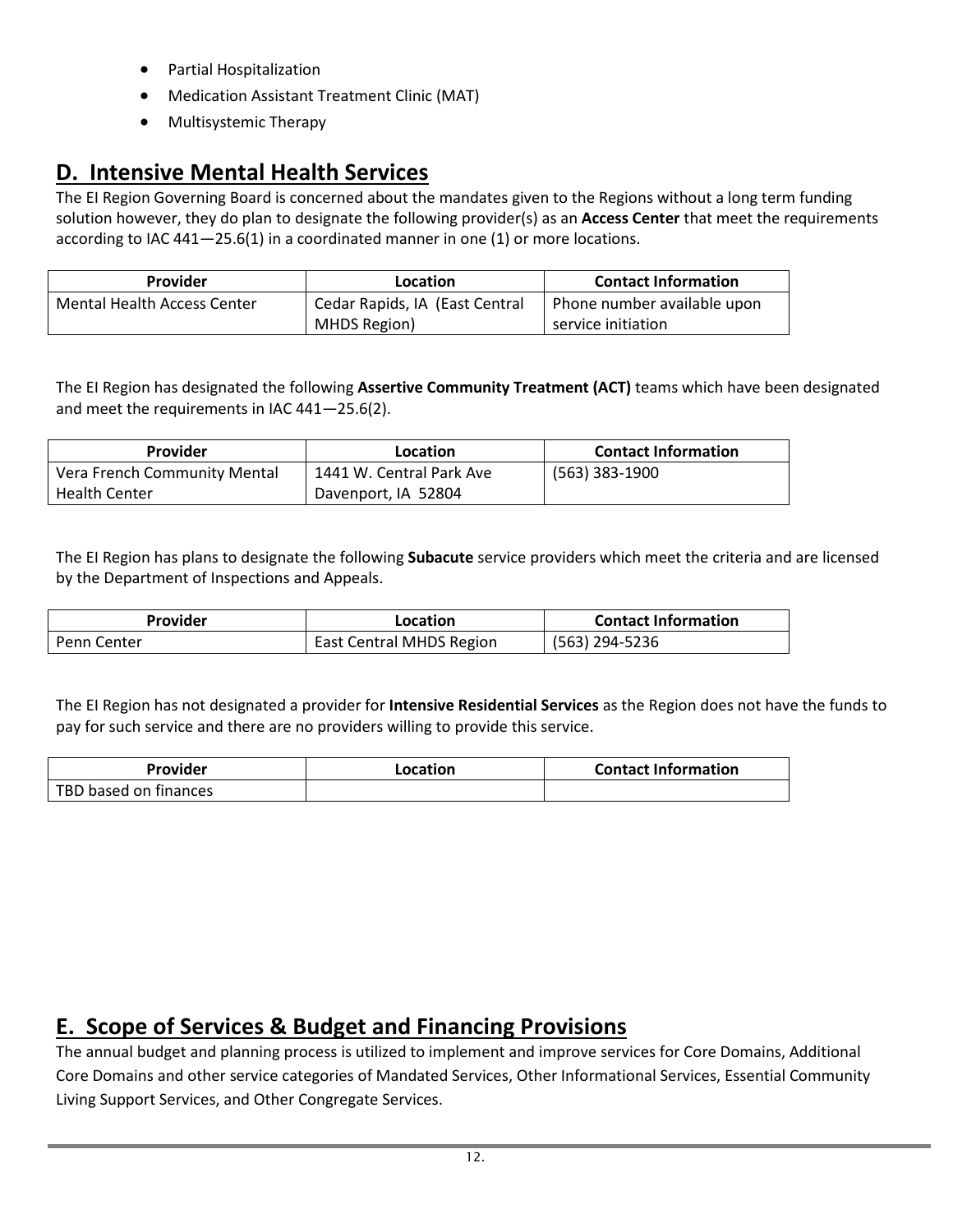- Partial Hospitalization
- Medication Assistant Treatment Clinic (MAT)
- Multisystemic Therapy

## D. Intensive Mental Health Services

The EI Region Governing Board is concerned about the mandates given to the Regions without a long term funding solution however, they do plan to designate the following provider(s) as an **Access Center** that meet the requirements according to IAC 441—25.6(1) in a coordinated manner in one (1) or more locations.

| Provider | Location | Contact Information |
| --- | --- | --- |
| Mental Health Access Center | Cedar Rapids, IA (East Central MHDS Region) | Phone number available upon service initiation |

The EI Region has designated the following **Assertive Community Treatment (ACT)** teams which have been designated and meet the requirements in IAC 441—25.6(2).

| Provider | Location | Contact Information |
| --- | --- | --- |
| Vera French Community Mental Health Center | 1441 W. Central Park Ave Davenport, IA 52804 | (563) 383-1900 |

The EI Region has plans to designate the following **Subacute** service providers which meet the criteria and are licensed by the Department of Inspections and Appeals.

| Provider | Location | Contact Information |
| --- | --- | --- |
| Penn Center | East Central MHDS Region | (563) 294-5236 |

The EI Region has not designated a provider for **Intensive Residential Services** as the Region does not have the funds to pay for such service and there are no providers willing to provide this service.

| Provider | Location | Contact Information |
| --- | --- | --- |
| TBD based on finances | | |

## E. Scope of Services & Budget and Financing Provisions

The annual budget and planning process is utilized to implement and improve services for Core Domains, Additional Core Domains and other service categories of Mandated Services, Other Informational Services, Essential Community Living Support Services, and Other Congregate Services.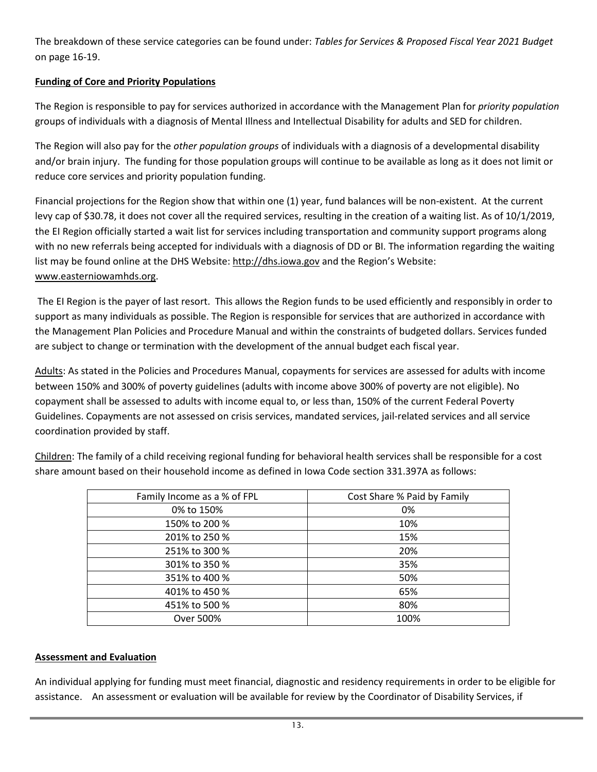The breakdown of these service categories can be found under: *Tables for Services & Proposed Fiscal Year 2021 Budget* on page 16-19.

**Funding of Core and Priority Populations**

The Region is responsible to pay for services authorized in accordance with the Management Plan for *priority population* groups of individuals with a diagnosis of Mental Illness and Intellectual Disability for adults and SED for children.

The Region will also pay for the *other population groups* of individuals with a diagnosis of a developmental disability and/or brain injury. The funding for those population groups will continue to be available as long as it does not limit or reduce core services and priority population funding.

Financial projections for the Region show that within one (1) year, fund balances will be non-existent. At the current levy cap of $30.78, it does not cover all the required services, resulting in the creation of a waiting list. As of 10/1/2019, the EI Region officially started a wait list for services including transportation and community support programs along with no new referrals being accepted for individuals with a diagnosis of DD or BI. The information regarding the waiting list may be found online at the DHS Website: http://dhs.iowa.gov and the Region's Website: www.easterniowamhds.org.

The EI Region is the payer of last resort. This allows the Region funds to be used efficiently and responsibly in order to support as many individuals as possible. The Region is responsible for services that are authorized in accordance with the Management Plan Policies and Procedure Manual and within the constraints of budgeted dollars. Services funded are subject to change or termination with the development of the annual budget each fiscal year.

Adults: As stated in the Policies and Procedures Manual, copayments for services are assessed for adults with income between 150% and 300% of poverty guidelines (adults with income above 300% of poverty are not eligible). No copayment shall be assessed to adults with income equal to, or less than, 150% of the current Federal Poverty Guidelines. Copayments are not assessed on crisis services, mandated services, jail-related services and all service coordination provided by staff.

Children: The family of a child receiving regional funding for behavioral health services shall be responsible for a cost share amount based on their household income as defined in Iowa Code section 331.397A as follows:

| Family Income as a % of FPL | Cost Share % Paid by Family |
| --- | --- |
| 0% to 150% | 0% |
| 150% to 200 % | 10% |
| 201% to 250 % | 15% |
| 251% to 300 % | 20% |
| 301% to 350 % | 35% |
| 351% to 400 % | 50% |
| 401% to 450 % | 65% |
| 451% to 500 % | 80% |
| Over 500% | 100% |

**Assessment and Evaluation**

An individual applying for funding must meet financial, diagnostic and residency requirements in order to be eligible for assistance. An assessment or evaluation will be available for review by the Coordinator of Disability Services, if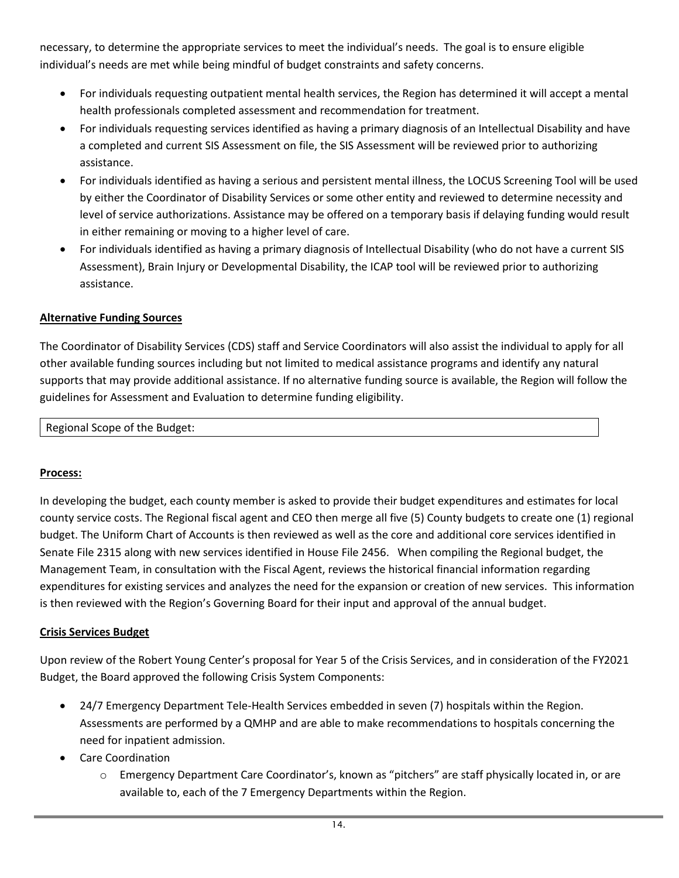necessary, to determine the appropriate services to meet the individual's needs. The goal is to ensure eligible individual's needs are met while being mindful of budget constraints and safety concerns.

- For individuals requesting outpatient mental health services, the Region has determined it will accept a mental health professionals completed assessment and recommendation for treatment.
- For individuals requesting services identified as having a primary diagnosis of an Intellectual Disability and have a completed and current SIS Assessment on file, the SIS Assessment will be reviewed prior to authorizing assistance.
- For individuals identified as having a serious and persistent mental illness, the LOCUS Screening Tool will be used by either the Coordinator of Disability Services or some other entity and reviewed to determine necessity and level of service authorizations. Assistance may be offered on a temporary basis if delaying funding would result in either remaining or moving to a higher level of care.
- For individuals identified as having a primary diagnosis of Intellectual Disability (who do not have a current SIS Assessment), Brain Injury or Developmental Disability, the ICAP tool will be reviewed prior to authorizing assistance.

**Alternative Funding Sources**

The Coordinator of Disability Services (CDS) staff and Service Coordinators will also assist the individual to apply for all other available funding sources including but not limited to medical assistance programs and identify any natural supports that may provide additional assistance. If no alternative funding source is available, the Region will follow the guidelines for Assessment and Evaluation to determine funding eligibility.

Regional Scope of the Budget:

**Process:**

In developing the budget, each county member is asked to provide their budget expenditures and estimates for local county service costs. The Regional fiscal agent and CEO then merge all five (5) County budgets to create one (1) regional budget. The Uniform Chart of Accounts is then reviewed as well as the core and additional core services identified in Senate File 2315 along with new services identified in House File 2456. When compiling the Regional budget, the Management Team, in consultation with the Fiscal Agent, reviews the historical financial information regarding expenditures for existing services and analyzes the need for the expansion or creation of new services. This information is then reviewed with the Region's Governing Board for their input and approval of the annual budget.

**Crisis Services Budget**

Upon review of the Robert Young Center's proposal for Year 5 of the Crisis Services, and in consideration of the FY2021 Budget, the Board approved the following Crisis System Components:

- 24/7 Emergency Department Tele-Health Services embedded in seven (7) hospitals within the Region. Assessments are performed by a QMHP and are able to make recommendations to hospitals concerning the need for inpatient admission.
- Care Coordination
  - Emergency Department Care Coordinator's, known as "pitchers" are staff physically located in, or are available to, each of the 7 Emergency Departments within the Region.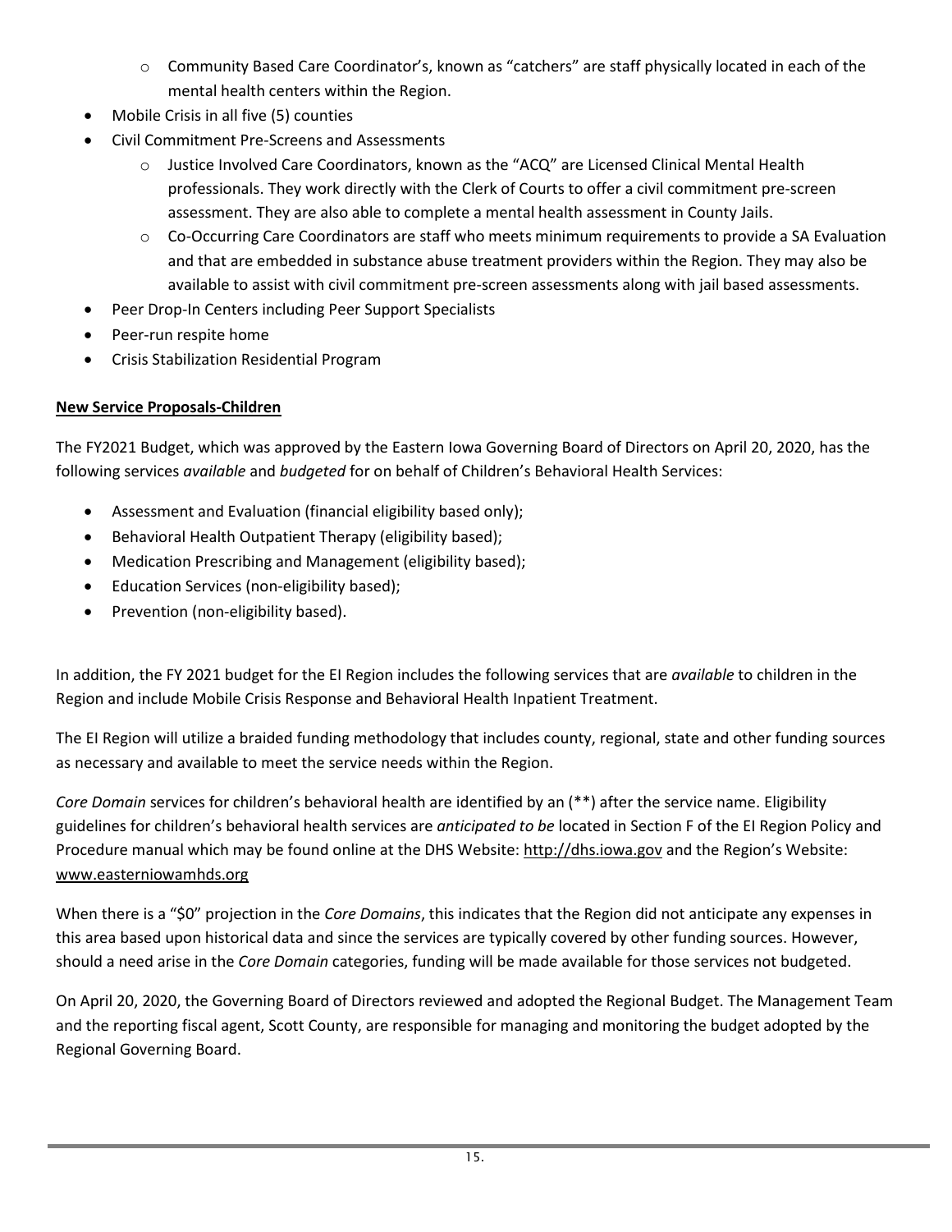- Community Based Care Coordinator's, known as "catchers" are staff physically located in each of the mental health centers within the Region.
- Mobile Crisis in all five (5) counties
- Civil Commitment Pre-Screens and Assessments
  - Justice Involved Care Coordinators, known as the "ACQ" are Licensed Clinical Mental Health professionals. They work directly with the Clerk of Courts to offer a civil commitment pre-screen assessment. They are also able to complete a mental health assessment in County Jails.
  - Co-Occurring Care Coordinators are staff who meets minimum requirements to provide a SA Evaluation and that are embedded in substance abuse treatment providers within the Region. They may also be available to assist with civil commitment pre-screen assessments along with jail based assessments.
- Peer Drop-In Centers including Peer Support Specialists
- Peer-run respite home
- Crisis Stabilization Residential Program

**New Service Proposals-Children**

The FY2021 Budget, which was approved by the Eastern Iowa Governing Board of Directors on April 20, 2020, has the following services *available* and *budgeted* for on behalf of Children's Behavioral Health Services:

- Assessment and Evaluation (financial eligibility based only);
- Behavioral Health Outpatient Therapy (eligibility based);
- Medication Prescribing and Management (eligibility based);
- Education Services (non-eligibility based);
- Prevention (non-eligibility based).

In addition, the FY 2021 budget for the EI Region includes the following services that are *available* to children in the Region and include Mobile Crisis Response and Behavioral Health Inpatient Treatment.

The EI Region will utilize a braided funding methodology that includes county, regional, state and other funding sources as necessary and available to meet the service needs within the Region.

*Core Domain* services for children's behavioral health are identified by an (**) after the service name. Eligibility guidelines for children's behavioral health services are *anticipated to be* located in Section F of the EI Region Policy and Procedure manual which may be found online at the DHS Website: http://dhs.iowa.gov and the Region's Website: www.easterniowamhds.org

When there is a "$0" projection in the *Core Domains*, this indicates that the Region did not anticipate any expenses in this area based upon historical data and since the services are typically covered by other funding sources. However, should a need arise in the *Core Domain* categories, funding will be made available for those services not budgeted.

On April 20, 2020, the Governing Board of Directors reviewed and adopted the Regional Budget. The Management Team and the reporting fiscal agent, Scott County, are responsible for managing and monitoring the budget adopted by the Regional Governing Board.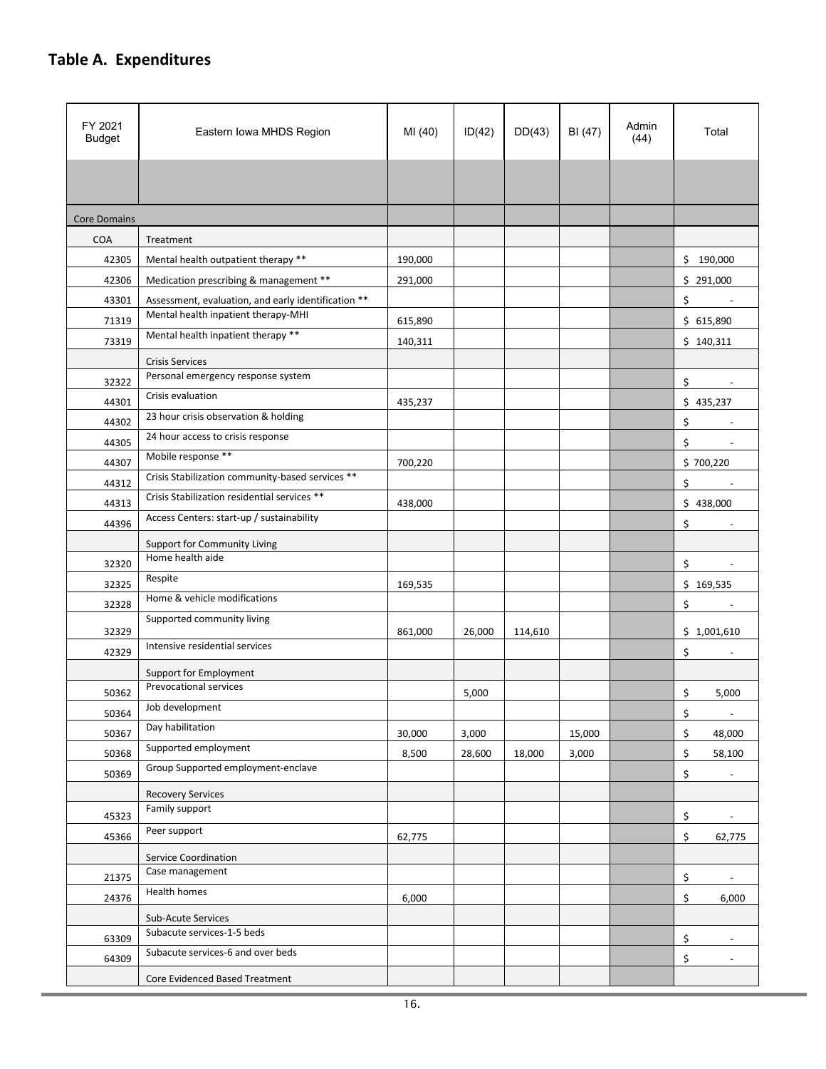## Table A. Expenditures

| FY 2021 Budget | Eastern Iowa MHDS Region | MI (40) | ID(42) | DD(43) | BI (47) | Admin (44) | Total |
|---|---|---|---|---|---|---|---|
| | | | | | | | |
| Core Domains | | | | | | | |
| COA | Treatment | | | | | | |
| 42305 | Mental health outpatient therapy ** | 190,000 | | | | | $ 190,000 |
| 42306 | Medication prescribing & management ** | 291,000 | | | | | $ 291,000 |
| 43301 | Assessment, evaluation, and early identification ** | | | | | | $ - |
| 71319 | Mental health inpatient therapy-MHI | 615,890 | | | | | $ 615,890 |
| 73319 | Mental health inpatient therapy ** | 140,311 | | | | | $ 140,311 |
| | Crisis Services | | | | | | |
| 32322 | Personal emergency response system | | | | | | $ - |
| 44301 | Crisis evaluation | 435,237 | | | | | $ 435,237 |
| 44302 | 23 hour crisis observation & holding | | | | | | $ - |
| 44305 | 24 hour access to crisis response | | | | | | $ - |
| 44307 | Mobile response ** | 700,220 | | | | | $ 700,220 |
| 44312 | Crisis Stabilization community-based services ** | | | | | | $ - |
| 44313 | Crisis Stabilization residential services ** | 438,000 | | | | | $ 438,000 |
| 44396 | Access Centers: start-up / sustainability | | | | | | $ - |
| | Support for Community Living | | | | | | |
| 32320 | Home health aide | | | | | | $ - |
| 32325 | Respite | 169,535 | | | | | $ 169,535 |
| 32328 | Home & vehicle modifications | | | | | | $ - |
| 32329 | Supported community living | 861,000 | 26,000 | 114,610 | | | $ 1,001,610 |
| 42329 | Intensive residential services | | | | | | $ - |
| | Support for Employment | | | | | | |
| 50362 | Prevocational services | | 5,000 | | | | $ 5,000 |
| 50364 | Job development | | | | | | $ - |
| 50367 | Day habilitation | 30,000 | 3,000 | | 15,000 | | $ 48,000 |
| 50368 | Supported employment | 8,500 | 28,600 | 18,000 | 3,000 | | $ 58,100 |
| 50369 | Group Supported employment-enclave | | | | | | $ - |
| | Recovery Services | | | | | | |
| 45323 | Family support | | | | | | $ - |
| 45366 | Peer support | 62,775 | | | | | $ 62,775 |
| | Service Coordination | | | | | | |
| 21375 | Case management | | | | | | $ - |
| 24376 | Health homes | 6,000 | | | | | $ 6,000 |
| | Sub-Acute Services | | | | | | |
| 63309 | Subacute services-1-5 beds | | | | | | $ - |
| 64309 | Subacute services-6 and over beds | | | | | | $ - |
| | Core Evidenced Based Treatment | | | | | | |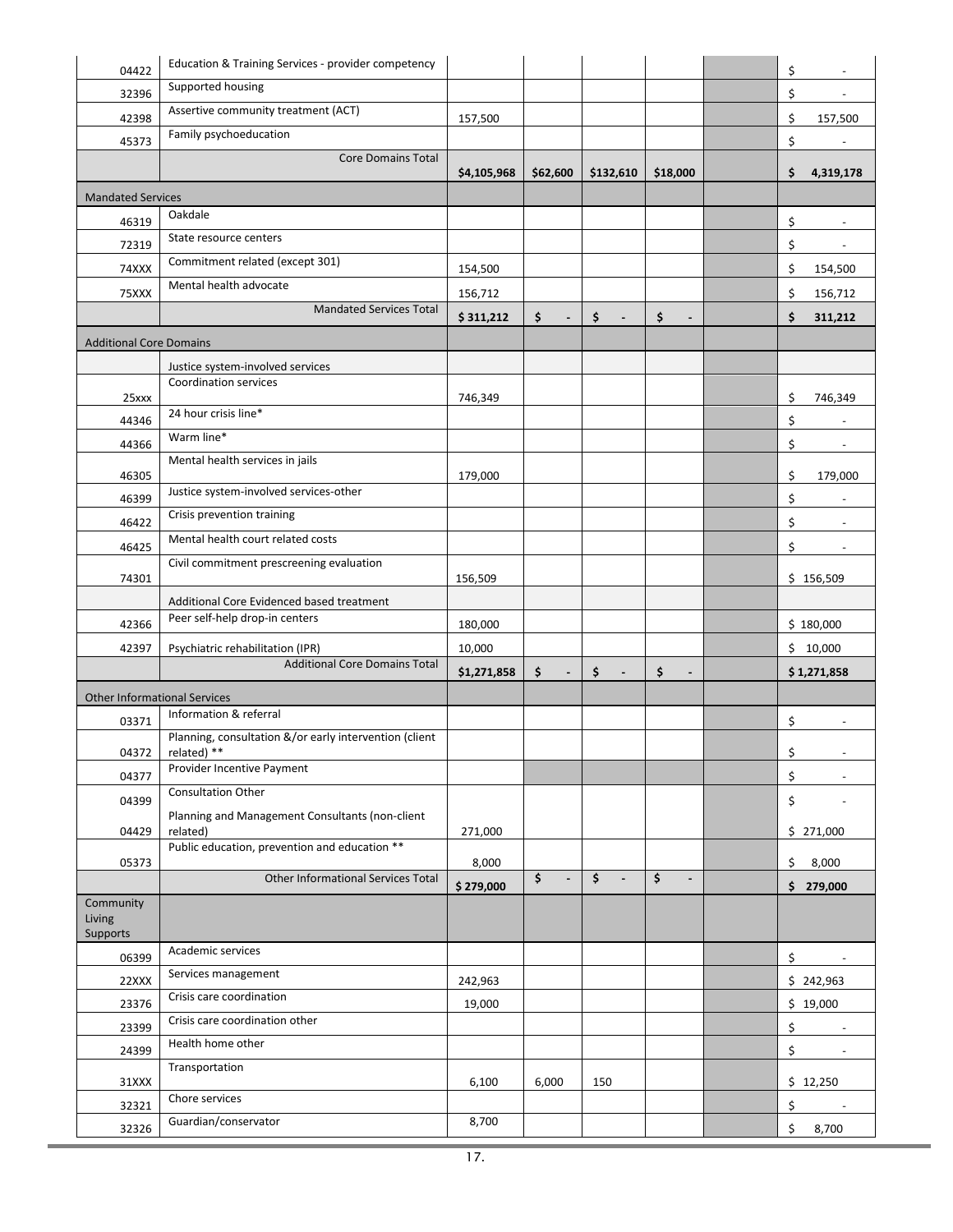| | | | | | | | |
|---|---|---|---|---|---|---|---|
| 04422 | Education & Training Services - provider competency | | | | | | $ - |
| 32396 | Supported housing | | | | | | $ - |
| 42398 | Assertive community treatment (ACT) | 157,500 | | | | | $ 157,500 |
| 45373 | Family psychoeducation | | | | | | $ - |
| | Core Domains Total | $4,105,968 | $62,600 | $132,610 | $18,000 | | $ 4,319,178 |
| Mandated Services | | | | | | | |
| 46319 | Oakdale | | | | | | $ - |
| 72319 | State resource centers | | | | | | $ - |
| 74XXX | Commitment related (except 301) | 154,500 | | | | | $ 154,500 |
| 75XXX | Mental health advocate | 156,712 | | | | | $ 156,712 |
| | Mandated Services Total | $ 311,212 | $ - | $ - | $ - | | $ 311,212 |
| Additional Core Domains | | | | | | | |
| | Justice system-involved services | | | | | | |
| 25xxx | Coordination services | 746,349 | | | | | $ 746,349 |
| 44346 | 24 hour crisis line* | | | | | | $ - |
| 44366 | Warm line* | | | | | | $ - |
| 46305 | Mental health services in jails | 179,000 | | | | | $ 179,000 |
| 46399 | Justice system-involved services-other | | | | | | $ - |
| 46422 | Crisis prevention training | | | | | | $ - |
| 46425 | Mental health court related costs | | | | | | $ - |
| 74301 | Civil commitment prescreening evaluation | 156,509 | | | | | $ 156,509 |
| | Additional Core Evidenced based treatment | | | | | | |
| 42366 | Peer self-help drop-in centers | 180,000 | | | | | $ 180,000 |
| 42397 | Psychiatric rehabilitation (IPR) | 10,000 | | | | | $ 10,000 |
| | Additional Core Domains Total | $1,271,858 | $ - | $ - | $ - | | $1,271,858 |
| Other Informational Services | | | | | | | |
| 03371 | Information & referral | | | | | | $ - |
| 04372 | Planning, consultation &/or early intervention (client related) ** | | | | | | $ - |
| 04377 | Provider Incentive Payment | | | | | | $ - |
| 04399 | Consultation Other | | | | | | $ - |
| 04429 | Planning and Management Consultants (non-client related) | 271,000 | | | | | $ 271,000 |
| 05373 | Public education, prevention and education ** | 8,000 | | | | | $ 8,000 |
| | Other Informational Services Total | $ 279,000 | $ - | $ - | $ - | | $ 279,000 |
| Community Living Supports | | | | | | | |
| 06399 | Academic services | | | | | | $ - |
| 22XXX | Services management | 242,963 | | | | | $ 242,963 |
| 23376 | Crisis care coordination | 19,000 | | | | | $ 19,000 |
| 23399 | Crisis care coordination other | | | | | | $ - |
| 24399 | Health home other | | | | | | $ - |
| 31XXX | Transportation | 6,100 | 6,000 | 150 | | | $ 12,250 |
| 32321 | Chore services | | | | | | $ - |
| 32326 | Guardian/conservator | 8,700 | | | | | $ 8,700 |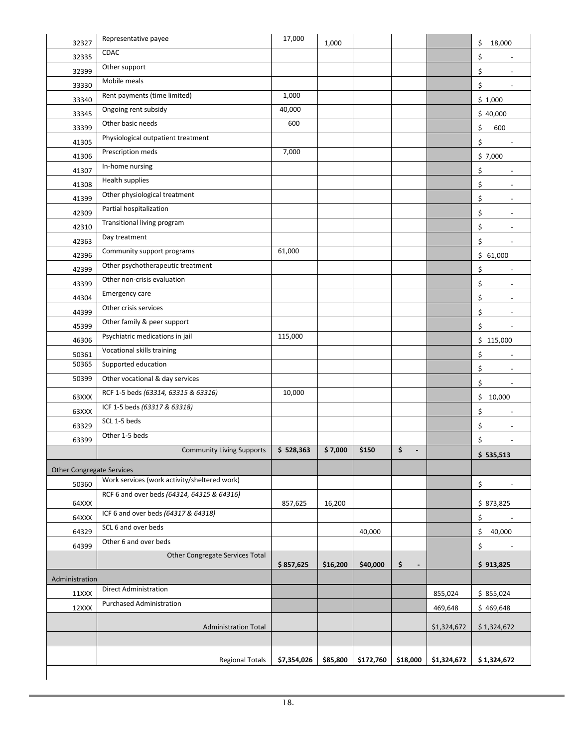| | | | | | | | |
|---|---|---|---|---|---|---|---|
| 32327 | Representative payee | 17,000 | 1,000 | | | | $ 18,000 |
| 32335 | CDAC | | | | | | $ - |
| 32399 | Other support | | | | | | $ - |
| 33330 | Mobile meals | | | | | | $ - |
| 33340 | Rent payments (time limited) | 1,000 | | | | | $ 1,000 |
| 33345 | Ongoing rent subsidy | 40,000 | | | | | $ 40,000 |
| 33399 | Other basic needs | 600 | | | | | $ 600 |
| 41305 | Physiological outpatient treatment | | | | | | $ - |
| 41306 | Prescription meds | 7,000 | | | | | $ 7,000 |
| 41307 | In-home nursing | | | | | | $ - |
| 41308 | Health supplies | | | | | | $ - |
| 41399 | Other physiological treatment | | | | | | $ - |
| 42309 | Partial hospitalization | | | | | | $ - |
| 42310 | Transitional living program | | | | | | $ - |
| 42363 | Day treatment | | | | | | $ - |
| 42396 | Community support programs | 61,000 | | | | | $ 61,000 |
| 42399 | Other psychotherapeutic treatment | | | | | | $ - |
| 43399 | Other non-crisis evaluation | | | | | | $ - |
| 44304 | Emergency care | | | | | | $ - |
| 44399 | Other crisis services | | | | | | $ - |
| 45399 | Other family & peer support | | | | | | $ - |
| 46306 | Psychiatric medications in jail | 115,000 | | | | | $ 115,000 |
| 50361 | Vocational skills training | | | | | | $ - |
| 50365 | Supported education | | | | | | $ - |
| 50399 | Other vocational & day services | | | | | | $ - |
| 63XXX | RCF 1-5 beds *(63314, 63315 & 63316)* | 10,000 | | | | | $ 10,000 |
| 63XXX | ICF 1-5 beds *(63317 & 63318)* | | | | | | $ - |
| 63329 | SCL 1-5 beds | | | | | | $ - |
| 63399 | Other 1-5 beds | | | | | | $ - |
| | Community Living Supports | **$ 528,363** | **$ 7,000** | **$150** | **$ -** | | **$ 535,513** |
| Other Congregate Services | | | | | | | |
| 50360 | Work services (work activity/sheltered work) | | | | | | $ - |
| 64XXX | RCF 6 and over beds *(64314, 64315 & 64316)* | 857,625 | 16,200 | | | | $ 873,825 |
| 64XXX | ICF 6 and over beds *(64317 & 64318)* | | | | | | $ - |
| 64329 | SCL 6 and over beds | | | 40,000 | | | $ 40,000 |
| 64399 | Other 6 and over beds | | | | | | $ - |
| | Other Congregate Services Total | **$ 857,625** | **$16,200** | **$40,000** | **$ -** | | **$ 913,825** |
| Administration | | | | | | | |
| 11XXX | Direct Administration | | | | | 855,024 | $ 855,024 |
| 12XXX | Purchased Administration | | | | | 469,648 | $ 469,648 |
| | Administration Total | | | | | $1,324,672 | $ 1,324,672 |
| | | | | | | | |
| | Regional Totals | **$7,354,026** | **$85,800** | **$172,760** | **$18,000** | **$1,324,672** | **$ 1,324,672** |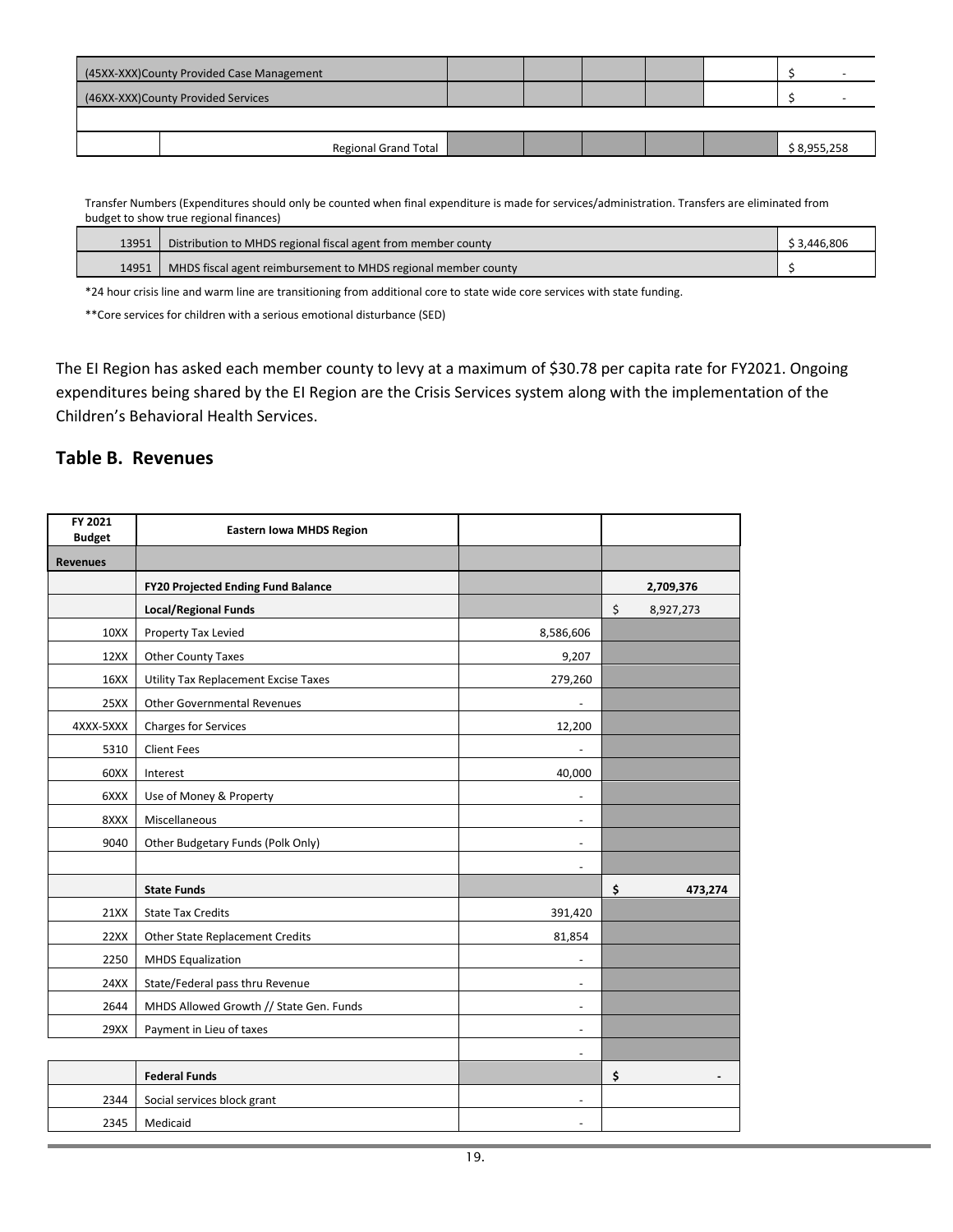| | | | | | | | |
|---|---|---|---|---|---|---|---|
| (45XX-XXX)County Provided Case Management | | | | | | | $ - |
| (46XX-XXX)County Provided Services | | | | | | | $ - |
| | | | | | | | |
| | Regional Grand Total | | | | | | $ 8,955,258 |

Transfer Numbers (Expenditures should only be counted when final expenditure is made for services/administration. Transfers are eliminated from budget to show true regional finances)

| | | |
|---|---|---|
| 13951 | Distribution to MHDS regional fiscal agent from member county | $ 3,446,806 |
| 14951 | MHDS fiscal agent reimbursement to MHDS regional member county | $ |

*24 hour crisis line and warm line are transitioning from additional core to state wide core services with state funding.

**Core services for children with a serious emotional disturbance (SED)

The EI Region has asked each member county to levy at a maximum of $30.78 per capita rate for FY2021. Ongoing expenditures being shared by the EI Region are the Crisis Services system along with the implementation of the Children's Behavioral Health Services.

## Table B. Revenues

| FY 2021 Budget | Eastern Iowa MHDS Region | | |
|---|---|---|---|
| **Revenues** | | | |
| | **FY20 Projected Ending Fund Balance** | | **2,709,376** |
| | **Local/Regional Funds** | | $ 8,927,273 |
| 10XX | Property Tax Levied | 8,586,606 | |
| 12XX | Other County Taxes | 9,207 | |
| 16XX | Utility Tax Replacement Excise Taxes | 279,260 | |
| 25XX | Other Governmental Revenues | - | |
| 4XXX-5XXX | Charges for Services | 12,200 | |
| 5310 | Client Fees | - | |
| 60XX | Interest | 40,000 | |
| 6XXX | Use of Money & Property | - | |
| 8XXX | Miscellaneous | - | |
| 9040 | Other Budgetary Funds (Polk Only) | - | |
| | | - | |
| | **State Funds** | | **$ 473,274** |
| 21XX | State Tax Credits | 391,420 | |
| 22XX | Other State Replacement Credits | 81,854 | |
| 2250 | MHDS Equalization | - | |
| 24XX | State/Federal pass thru Revenue | - | |
| 2644 | MHDS Allowed Growth // State Gen. Funds | - | |
| 29XX | Payment in Lieu of taxes | - | |
| | | - | |
| | **Federal Funds** | | **$ -** |
| 2344 | Social services block grant | - | |
| 2345 | Medicaid | - | |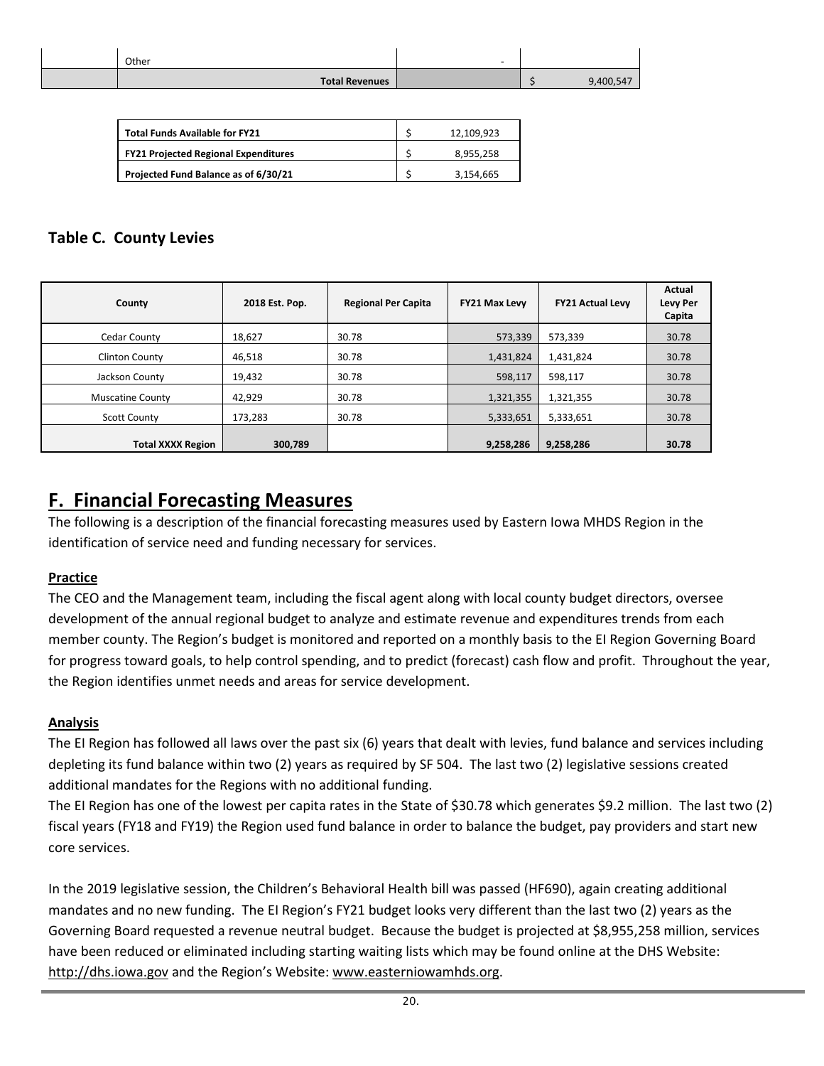| | | | |
|---|---|---|---|
| | Other | - | |
| | **Total Revenues** | | $ 9,400,547 |

| | |
|---|---|
| **Total Funds Available for FY21** | $ 12,109,923 |
| **FY21 Projected Regional Expenditures** | $ 8,955,258 |
| **Projected Fund Balance as of 6/30/21** | $ 3,154,665 |

### Table C. County Levies

| County | 2018 Est. Pop. | Regional Per Capita | FY21 Max Levy | FY21 Actual Levy | Actual Levy Per Capita |
|---|---|---|---|---|---|
| Cedar County | 18,627 | 30.78 | 573,339 | 573,339 | 30.78 |
| Clinton County | 46,518 | 30.78 | 1,431,824 | 1,431,824 | 30.78 |
| Jackson County | 19,432 | 30.78 | 598,117 | 598,117 | 30.78 |
| Muscatine County | 42,929 | 30.78 | 1,321,355 | 1,321,355 | 30.78 |
| Scott County | 173,283 | 30.78 | 5,333,651 | 5,333,651 | 30.78 |
| **Total XXXX Region** | **300,789** | | **9,258,286** | **9,258,286** | **30.78** |

## F. Financial Forecasting Measures

The following is a description of the financial forecasting measures used by Eastern Iowa MHDS Region in the identification of service need and funding necessary for services.

**Practice**

The CEO and the Management team, including the fiscal agent along with local county budget directors, oversee development of the annual regional budget to analyze and estimate revenue and expenditures trends from each member county. The Region's budget is monitored and reported on a monthly basis to the EI Region Governing Board for progress toward goals, to help control spending, and to predict (forecast) cash flow and profit. Throughout the year, the Region identifies unmet needs and areas for service development.

**Analysis**

The EI Region has followed all laws over the past six (6) years that dealt with levies, fund balance and services including depleting its fund balance within two (2) years as required by SF 504. The last two (2) legislative sessions created additional mandates for the Regions with no additional funding.

The EI Region has one of the lowest per capita rates in the State of $30.78 which generates $9.2 million. The last two (2) fiscal years (FY18 and FY19) the Region used fund balance in order to balance the budget, pay providers and start new core services.

In the 2019 legislative session, the Children's Behavioral Health bill was passed (HF690), again creating additional mandates and no new funding. The EI Region's FY21 budget looks very different than the last two (2) years as the Governing Board requested a revenue neutral budget. Because the budget is projected at $8,955,258 million, services have been reduced or eliminated including starting waiting lists which may be found online at the DHS Website: http://dhs.iowa.gov and the Region's Website: www.easterniowamhds.org.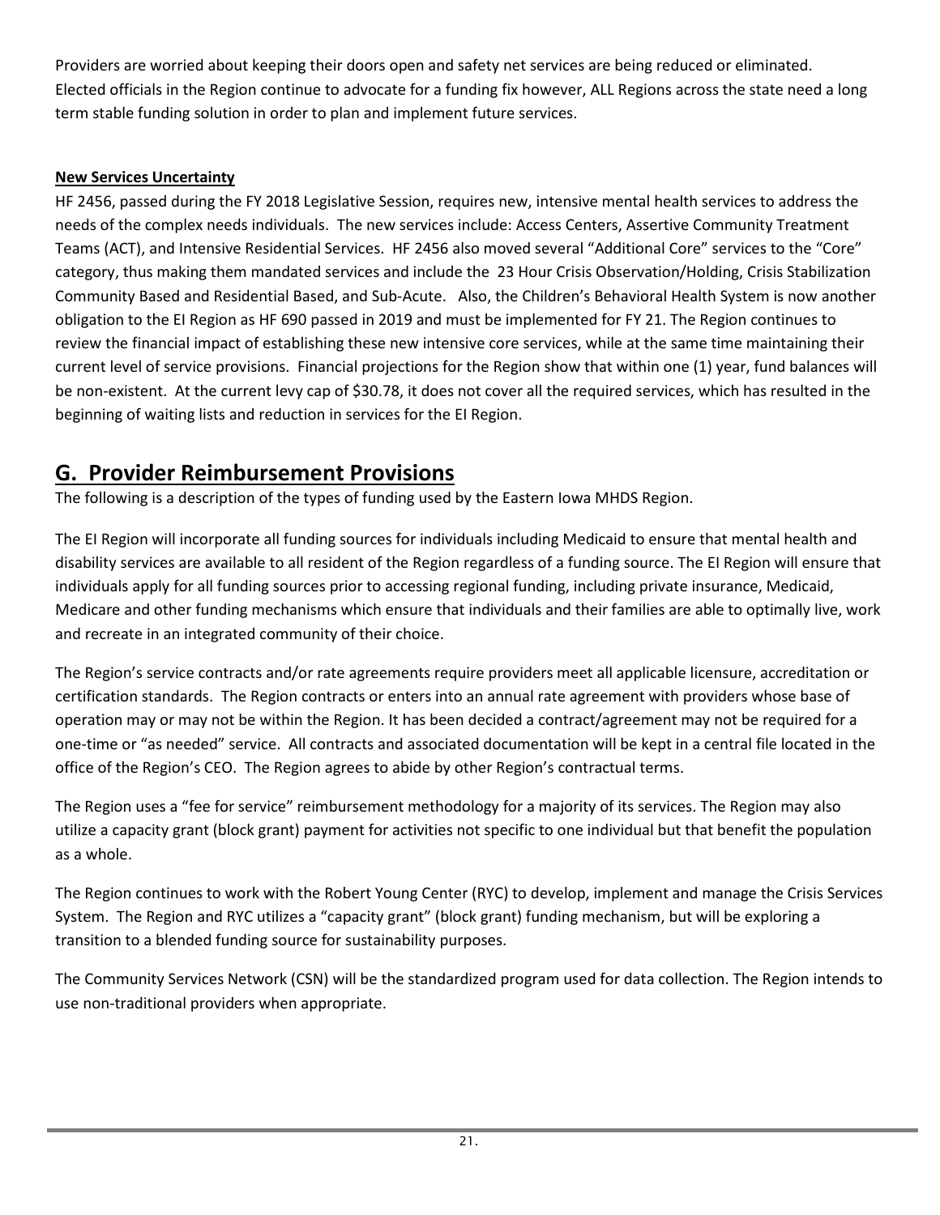Providers are worried about keeping their doors open and safety net services are being reduced or eliminated. Elected officials in the Region continue to advocate for a funding fix however, ALL Regions across the state need a long term stable funding solution in order to plan and implement future services.

**New Services Uncertainty**

HF 2456, passed during the FY 2018 Legislative Session, requires new, intensive mental health services to address the needs of the complex needs individuals. The new services include: Access Centers, Assertive Community Treatment Teams (ACT), and Intensive Residential Services. HF 2456 also moved several "Additional Core" services to the "Core" category, thus making them mandated services and include the 23 Hour Crisis Observation/Holding, Crisis Stabilization Community Based and Residential Based, and Sub-Acute. Also, the Children's Behavioral Health System is now another obligation to the EI Region as HF 690 passed in 2019 and must be implemented for FY 21. The Region continues to review the financial impact of establishing these new intensive core services, while at the same time maintaining their current level of service provisions. Financial projections for the Region show that within one (1) year, fund balances will be non-existent. At the current levy cap of $30.78, it does not cover all the required services, which has resulted in the beginning of waiting lists and reduction in services for the EI Region.

## G. Provider Reimbursement Provisions

The following is a description of the types of funding used by the Eastern Iowa MHDS Region.

The EI Region will incorporate all funding sources for individuals including Medicaid to ensure that mental health and disability services are available to all resident of the Region regardless of a funding source. The EI Region will ensure that individuals apply for all funding sources prior to accessing regional funding, including private insurance, Medicaid, Medicare and other funding mechanisms which ensure that individuals and their families are able to optimally live, work and recreate in an integrated community of their choice.

The Region's service contracts and/or rate agreements require providers meet all applicable licensure, accreditation or certification standards. The Region contracts or enters into an annual rate agreement with providers whose base of operation may or may not be within the Region. It has been decided a contract/agreement may not be required for a one-time or "as needed" service. All contracts and associated documentation will be kept in a central file located in the office of the Region's CEO. The Region agrees to abide by other Region's contractual terms.

The Region uses a "fee for service" reimbursement methodology for a majority of its services. The Region may also utilize a capacity grant (block grant) payment for activities not specific to one individual but that benefit the population as a whole.

The Region continues to work with the Robert Young Center (RYC) to develop, implement and manage the Crisis Services System. The Region and RYC utilizes a "capacity grant" (block grant) funding mechanism, but will be exploring a transition to a blended funding source for sustainability purposes.

The Community Services Network (CSN) will be the standardized program used for data collection. The Region intends to use non-traditional providers when appropriate.